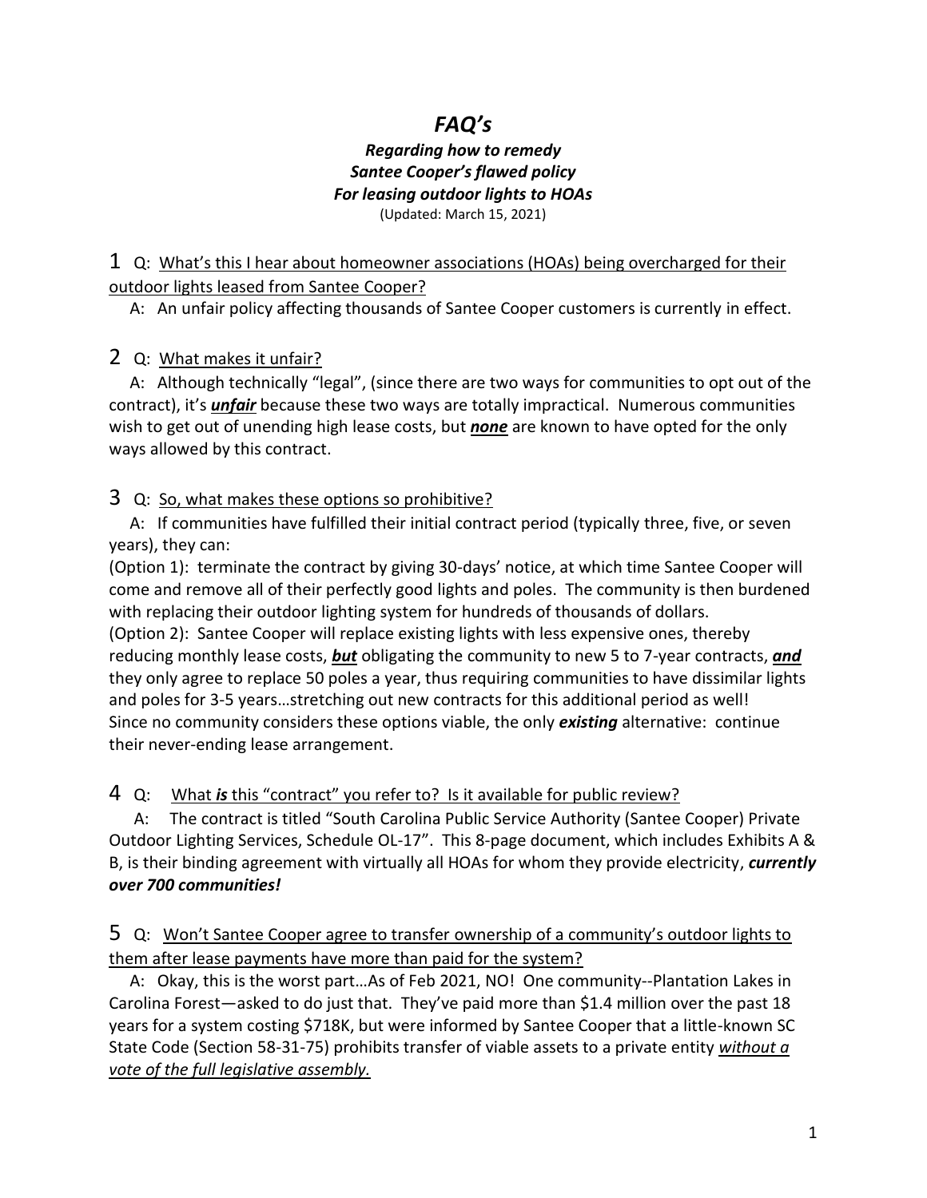# *FAQ's*

### *Regarding how to remedy Santee Cooper's flawed policy For leasing outdoor lights to HOAs*

(Updated: March 15, 2021)

1 Q: <u>What's this I hear about homeowner associations (HOAs) being overcharged for their outdoor lights leased from Santee Cooper?</u>

A: An unfair policy affecting thousands of Santee Cooper customers is currently in effect.

2 Q: <u>What makes it unfair?</u>

A: Although technically "legal", (since there are two ways for communities to opt out of the contract), it's ***<u>unfair</u>*** because these two ways are totally impractical. Numerous communities wish to get out of unending high lease costs, but ***<u>none</u>*** are known to have opted for the only ways allowed by this contract.

3 Q: <u>So, what makes these options so prohibitive?</u>

A: If communities have fulfilled their initial contract period (typically three, five, or seven years), they can:

(Option 1): terminate the contract by giving 30-days' notice, at which time Santee Cooper will come and remove all of their perfectly good lights and poles. The community is then burdened with replacing their outdoor lighting system for hundreds of thousands of dollars.

(Option 2): Santee Cooper will replace existing lights with less expensive ones, thereby reducing monthly lease costs, ***<u>but</u>*** obligating the community to new 5 to 7-year contracts, ***<u>and</u>*** they only agree to replace 50 poles a year, thus requiring communities to have dissimilar lights and poles for 3-5 years…stretching out new contracts for this additional period as well!

Since no community considers these options viable, the only ***existing*** alternative: continue their never-ending lease arrangement.

4 Q: <u>What ***is*** this "contract" you refer to? Is it available for public review?</u>

A: The contract is titled "South Carolina Public Service Authority (Santee Cooper) Private Outdoor Lighting Services, Schedule OL-17". This 8-page document, which includes Exhibits A & B, is their binding agreement with virtually all HOAs for whom they provide electricity, ***currently over 700 communities!***

5 Q: <u>Won't Santee Cooper agree to transfer ownership of a community's outdoor lights to them after lease payments have more than paid for the system?</u>

A: Okay, this is the worst part…As of Feb 2021, NO! One community--Plantation Lakes in Carolina Forest—asked to do just that. They've paid more than $1.4 million over the past 18 years for a system costing $718K, but were informed by Santee Cooper that a little-known SC State Code (Section 58-31-75) prohibits transfer of viable assets to a private entity *<u>without a vote of the full legislative assembly.</u>*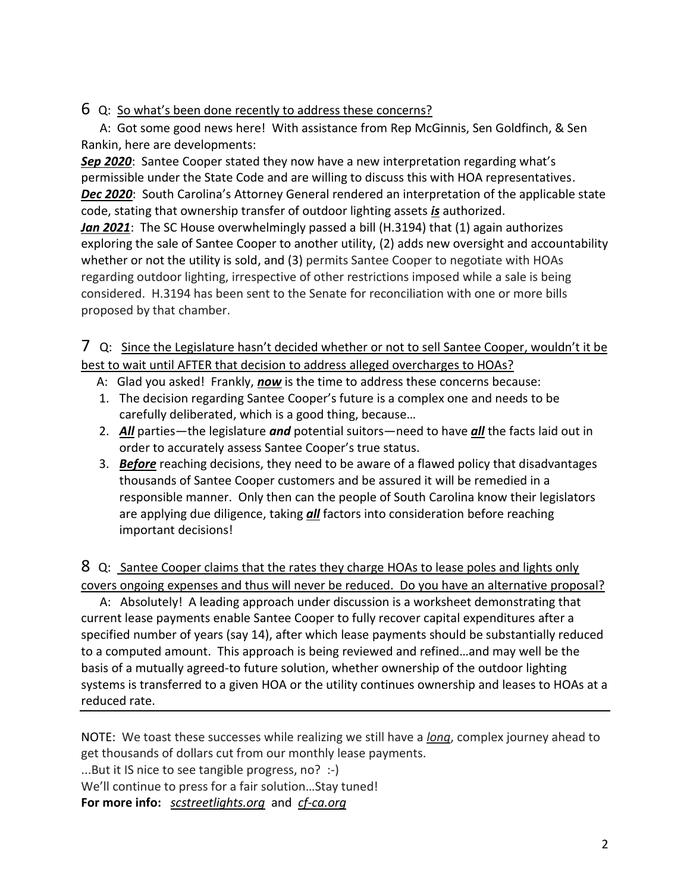6 Q: <u>So what's been done recently to address these concerns?</u>

A: Got some good news here! With assistance from Rep McGinnis, Sen Goldfinch, & Sen Rankin, here are developments:

***<u>Sep 2020</u>***: Santee Cooper stated they now have a new interpretation regarding what's permissible under the State Code and are willing to discuss this with HOA representatives.

***<u>Dec 2020</u>***: South Carolina's Attorney General rendered an interpretation of the applicable state code, stating that ownership transfer of outdoor lighting assets ***<u>is</u>*** authorized.

***<u>Jan 2021</u>***: The SC House overwhelmingly passed a bill (H.3194) that (1) again authorizes exploring the sale of Santee Cooper to another utility, (2) adds new oversight and accountability whether or not the utility is sold, and (3) permits Santee Cooper to negotiate with HOAs regarding outdoor lighting, irrespective of other restrictions imposed while a sale is being considered. H.3194 has been sent to the Senate for reconciliation with one or more bills proposed by that chamber.

7 Q: <u>Since the Legislature hasn't decided whether or not to sell Santee Cooper, wouldn't it be best to wait until AFTER that decision to address alleged overcharges to HOAs?</u>

A: Glad you asked! Frankly, ***<u>now</u>*** is the time to address these concerns because:

1. The decision regarding Santee Cooper's future is a complex one and needs to be carefully deliberated, which is a good thing, because…
2. ***<u>All</u>*** parties—the legislature ***and*** potential suitors—need to have ***<u>all</u>*** the facts laid out in order to accurately assess Santee Cooper's true status.
3. ***<u>Before</u>*** reaching decisions, they need to be aware of a flawed policy that disadvantages thousands of Santee Cooper customers and be assured it will be remedied in a responsible manner. Only then can the people of South Carolina know their legislators are applying due diligence, taking ***<u>all</u>*** factors into consideration before reaching important decisions!

8 Q: <u>Santee Cooper claims that the rates they charge HOAs to lease poles and lights only covers ongoing expenses and thus will never be reduced. Do you have an alternative proposal?</u>

A: Absolutely! A leading approach under discussion is a worksheet demonstrating that current lease payments enable Santee Cooper to fully recover capital expenditures after a specified number of years (say 14), after which lease payments should be substantially reduced to a computed amount. This approach is being reviewed and refined…and may well be the basis of a mutually agreed-to future solution, whether ownership of the outdoor lighting systems is transferred to a given HOA or the utility continues ownership and leases to HOAs at a reduced rate.

---

NOTE: We toast these successes while realizing we still have a *<u>long</u>*, complex journey ahead to get thousands of dollars cut from our monthly lease payments.

...But it IS nice to see tangible progress, no? :-)

We'll continue to press for a fair solution…Stay tuned!

**For more info:** *<u>scstreetlights.org</u>* and *<u>cf-ca.org</u>*